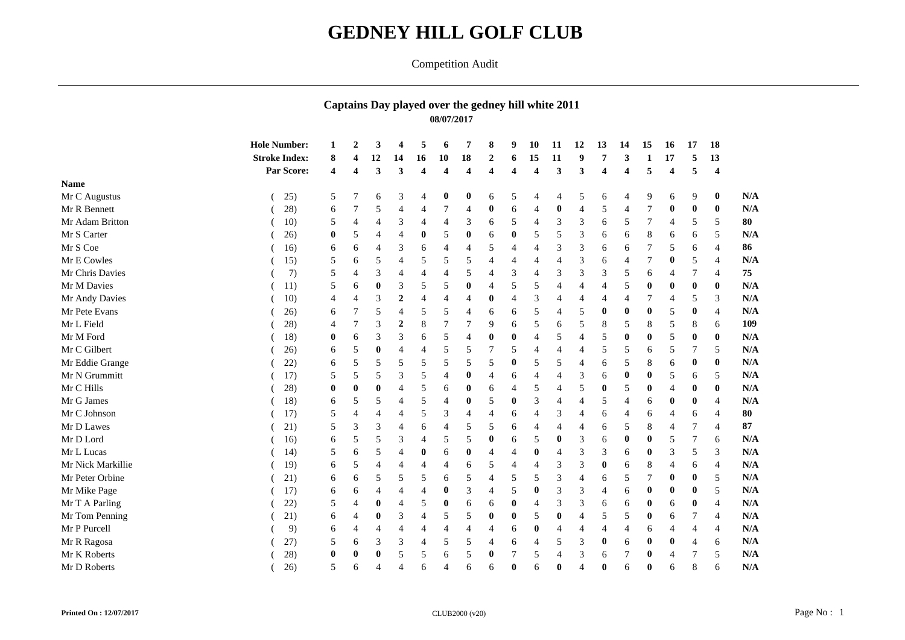# GEDNEY HILL GOLF CLUB

Competition Audit

## Captains Day played over the gedney hill white 2011

**08/07/2017**

| Name | Handicap | 1 | 2 | 3 | 4 | 5 | 6 | 7 | 8 | 9 | 10 | 11 | 12 | 13 | 14 | 15 | 16 | 17 | 18 | |
|---|---|---|---|---|---|---|---|---|---|---|---|---|---|---|---|---|---|---|---|---|
| **Hole Number:** | | **1** | **2** | **3** | **4** | **5** | **6** | **7** | **8** | **9** | **10** | **11** | **12** | **13** | **14** | **15** | **16** | **17** | **18** | |
| **Stroke Index:** | | **8** | **4** | **12** | **14** | **16** | **10** | **18** | **2** | **6** | **15** | **11** | **9** | **7** | **3** | **1** | **17** | **5** | **13** | |
| **Par Score:** | | **4** | **4** | **3** | **3** | **4** | **4** | **4** | **4** | **4** | **4** | **3** | **3** | **4** | **4** | **5** | **4** | **5** | **4** | |
| Mr C Augustus | ( 25) | 5 | 7 | 6 | 3 | 4 | **0** | **0** | 6 | 5 | 4 | 4 | 5 | 6 | 4 | 9 | 6 | 9 | **0** | **N/A** |
| Mr R Bennett | ( 28) | 6 | 7 | 5 | 4 | 4 | 7 | 4 | **0** | 6 | 4 | **0** | 4 | 5 | 4 | 7 | **0** | **0** | **0** | **N/A** |
| Mr Adam Britton | ( 10) | 5 | 4 | 4 | 3 | 4 | 4 | 3 | 6 | 5 | 4 | 3 | 3 | 6 | 5 | 7 | 4 | 5 | 5 | **80** |
| Mr S Carter | ( 26) | **0** | 5 | 4 | 4 | **0** | 5 | **0** | 6 | **0** | 5 | 5 | 3 | 6 | 6 | 8 | 6 | 6 | 5 | **N/A** |
| Mr S Coe | ( 16) | 6 | 6 | 4 | 3 | 6 | 4 | 4 | 5 | 4 | 4 | 3 | 3 | 6 | 6 | 7 | 5 | 6 | 4 | **86** |
| Mr E Cowles | ( 15) | 5 | 6 | 5 | 4 | 5 | 5 | 5 | 4 | 4 | 4 | 4 | 3 | 6 | 4 | 7 | **0** | 5 | 4 | **N/A** |
| Mr Chris Davies | ( 7) | 5 | 4 | 3 | 4 | 4 | 4 | 5 | 4 | 3 | 4 | 3 | 3 | 3 | 5 | 6 | 4 | 7 | 4 | **75** |
| Mr M Davies | ( 11) | 5 | 6 | **0** | 3 | 5 | 5 | **0** | 4 | 5 | 5 | 4 | 4 | 4 | 5 | **0** | **0** | **0** | **0** | **N/A** |
| Mr Andy Davies | ( 10) | 4 | 4 | 3 | **2** | 4 | 4 | 4 | **0** | 4 | 3 | 4 | 4 | 4 | 4 | 7 | 4 | 5 | 3 | **N/A** |
| Mr Pete Evans | ( 26) | 6 | 7 | 5 | 4 | 5 | 5 | 4 | 6 | 6 | 5 | 4 | 5 | **0** | **0** | **0** | 5 | **0** | 4 | **N/A** |
| Mr L Field | ( 28) | 4 | 7 | 3 | **2** | 8 | 7 | 7 | 9 | 6 | 5 | 6 | 5 | 8 | 5 | 8 | 5 | 8 | 6 | **109** |
| Mr M Ford | ( 18) | **0** | 6 | 3 | 3 | 6 | 5 | 4 | **0** | **0** | 4 | 5 | 4 | 5 | **0** | **0** | 5 | **0** | **0** | **N/A** |
| Mr C Gilbert | ( 26) | 6 | 5 | **0** | 4 | 4 | 5 | 5 | 7 | 5 | 4 | 4 | 4 | 5 | 5 | 6 | 5 | 7 | 5 | **N/A** |
| Mr Eddie Grange | ( 22) | 6 | 5 | 5 | 5 | 5 | 5 | 5 | 5 | **0** | 5 | 5 | 4 | 6 | 5 | 8 | 6 | **0** | **0** | **N/A** |
| Mr N Grummitt | ( 17) | 5 | 5 | 5 | 3 | 5 | 4 | **0** | 4 | 6 | 4 | 4 | 3 | 6 | **0** | **0** | 5 | 6 | 5 | **N/A** |
| Mr C Hills | ( 28) | **0** | **0** | **0** | 4 | 5 | 6 | **0** | 6 | 4 | 5 | 4 | 5 | **0** | 5 | **0** | 4 | **0** | **0** | **N/A** |
| Mr G James | ( 18) | 6 | 5 | 5 | 4 | 5 | 4 | **0** | 5 | **0** | 3 | 4 | 4 | 5 | 4 | 6 | **0** | **0** | 4 | **N/A** |
| Mr C Johnson | ( 17) | 5 | 4 | 4 | 4 | 5 | 3 | 4 | 4 | 6 | 4 | 3 | 4 | 6 | 4 | 6 | 4 | 6 | 4 | **80** |
| Mr D Lawes | ( 21) | 5 | 3 | 3 | 4 | 6 | 4 | 5 | 5 | 6 | 4 | 4 | 4 | 6 | 5 | 8 | 4 | 7 | 4 | **87** |
| Mr D Lord | ( 16) | 6 | 5 | 5 | 3 | 4 | 5 | 5 | **0** | 6 | 5 | **0** | 3 | 6 | **0** | **0** | 5 | 7 | 6 | **N/A** |
| Mr L Lucas | ( 14) | 5 | 6 | 5 | 4 | **0** | 6 | **0** | 4 | 4 | **0** | 4 | 3 | 3 | 6 | **0** | 3 | 5 | 3 | **N/A** |
| Mr Nick Markillie | ( 19) | 6 | 5 | 4 | 4 | 4 | 4 | 6 | 5 | 4 | 4 | 3 | 3 | **0** | 6 | 8 | 4 | 6 | 4 | **N/A** |
| Mr Peter Orbine | ( 21) | 6 | 6 | 5 | 5 | 5 | 6 | 5 | 4 | 5 | 5 | 3 | 4 | 6 | 5 | 7 | **0** | **0** | 5 | **N/A** |
| Mr Mike Page | ( 17) | 6 | 6 | 4 | 4 | 4 | **0** | 3 | 4 | 5 | **0** | 3 | 3 | 4 | 6 | **0** | **0** | **0** | 5 | **N/A** |
| Mr T A Parling | ( 22) | 5 | 4 | **0** | 4 | 5 | **0** | 6 | 6 | **0** | 4 | 3 | 3 | 6 | 6 | **0** | 6 | **0** | 4 | **N/A** |
| Mr Tom Penning | ( 21) | 6 | 4 | **0** | 3 | 4 | 5 | 5 | **0** | **0** | 5 | **0** | 4 | 5 | 5 | **0** | 6 | 7 | 4 | **N/A** |
| Mr P Purcell | ( 9) | 6 | 4 | 4 | 4 | 4 | 4 | 4 | 4 | 6 | **0** | 4 | 4 | 4 | 4 | 6 | 4 | 4 | 4 | **N/A** |
| Mr R Ragosa | ( 27) | 5 | 6 | 3 | 3 | 4 | 5 | 5 | 4 | 6 | 4 | 5 | 3 | **0** | 6 | **0** | **0** | 4 | 6 | **N/A** |
| Mr K Roberts | ( 28) | **0** | **0** | **0** | 5 | 5 | 6 | 5 | **0** | 7 | 5 | 4 | 3 | 6 | 7 | **0** | 4 | 7 | 5 | **N/A** |
| Mr D Roberts | ( 26) | 5 | 6 | 4 | 4 | 6 | 4 | 6 | 6 | **0** | 6 | **0** | 4 | **0** | 6 | **0** | 6 | 8 | 6 | **N/A** |

**Printed On : 12/07/2017** CLUB2000 (v20)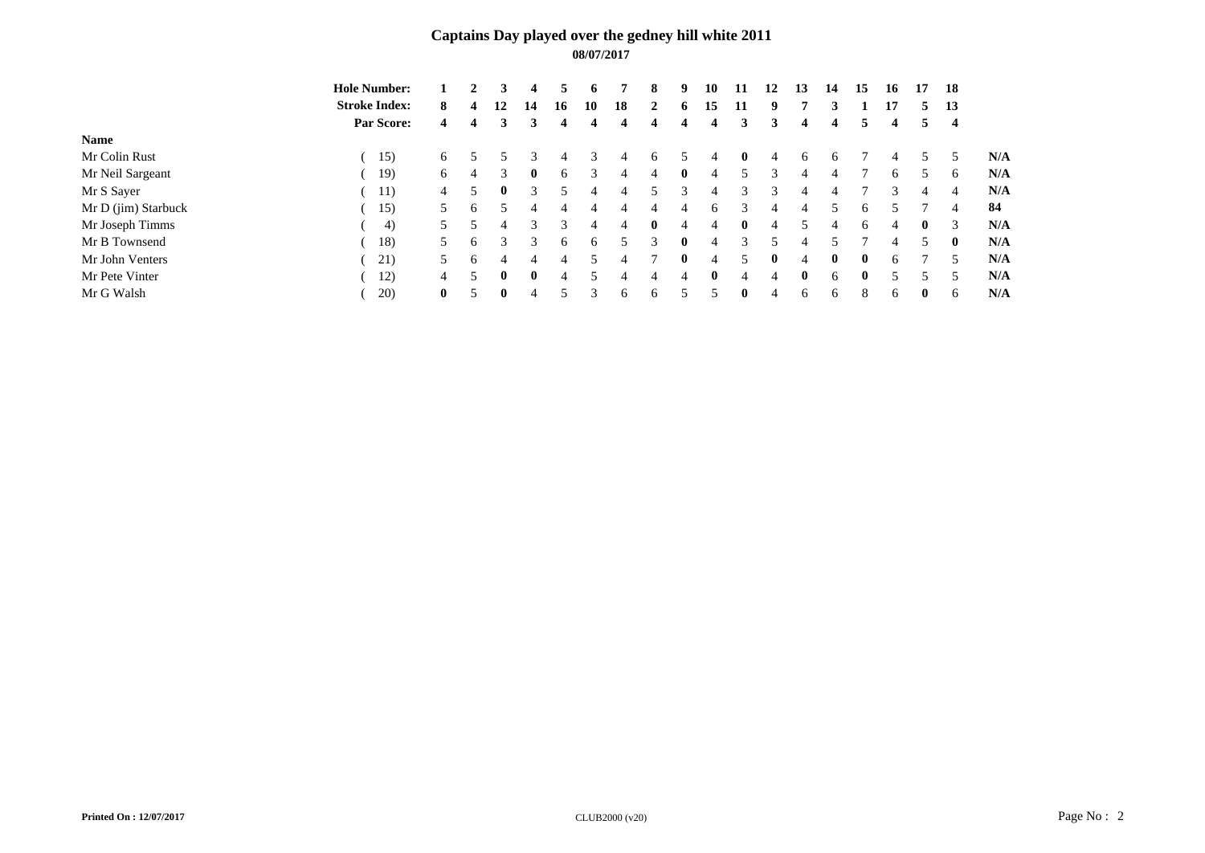# Captains Day played over the gedney hill white 2011

**08/07/2017**

| Name | | 1 | 2 | 3 | 4 | 5 | 6 | 7 | 8 | 9 | 10 | 11 | 12 | 13 | 14 | 15 | 16 | 17 | 18 | |
|---|---|---|---|---|---|---|---|---|---|---|---|---|---|---|---|---|---|---|---|---|
| | **Hole Number:** | **1** | **2** | **3** | **4** | **5** | **6** | **7** | **8** | **9** | **10** | **11** | **12** | **13** | **14** | **15** | **16** | **17** | **18** | |
| | **Stroke Index:** | **8** | **4** | **12** | **14** | **16** | **10** | **18** | **2** | **6** | **15** | **11** | **9** | **7** | **3** | **1** | **17** | **5** | **13** | |
| | **Par Score:** | **4** | **4** | **3** | **3** | **4** | **4** | **4** | **4** | **4** | **4** | **3** | **3** | **4** | **4** | **5** | **4** | **5** | **4** | |
| Mr Colin Rust | ( 15) | 6 | 5 | 5 | 3 | 4 | 3 | 4 | 6 | 5 | 4 | **0** | 4 | 6 | 6 | 7 | 4 | 5 | 5 | **N/A** |
| Mr Neil Sargeant | ( 19) | 6 | 4 | 3 | **0** | 6 | 3 | 4 | 4 | **0** | 4 | 5 | 3 | 4 | 4 | 7 | 6 | 5 | 6 | **N/A** |
| Mr S Sayer | ( 11) | 4 | 5 | **0** | 3 | 5 | 4 | 4 | 5 | 3 | 4 | 3 | 3 | 4 | 4 | 7 | 3 | 4 | 4 | **N/A** |
| Mr D (jim) Starbuck | ( 15) | 5 | 6 | 5 | 4 | 4 | 4 | 4 | 4 | 4 | 6 | 3 | 4 | 4 | 5 | 6 | 5 | 7 | 4 | **84** |
| Mr Joseph Timms | ( 4) | 5 | 5 | 4 | 3 | 3 | 4 | 4 | **0** | 4 | 4 | **0** | 4 | 5 | 4 | 6 | 4 | **0** | 3 | **N/A** |
| Mr B Townsend | ( 18) | 5 | 6 | 3 | 3 | 6 | 6 | 5 | 3 | **0** | 4 | 3 | 5 | 4 | 5 | 7 | 4 | 5 | **0** | **N/A** |
| Mr John Venters | ( 21) | 5 | 6 | 4 | 4 | 4 | 5 | 4 | 7 | **0** | 4 | 5 | **0** | 4 | **0** | **0** | 6 | 7 | 5 | **N/A** |
| Mr Pete Vinter | ( 12) | 4 | 5 | **0** | **0** | 4 | 5 | 4 | 4 | 4 | **0** | 4 | 4 | **0** | 6 | **0** | 5 | 5 | 5 | **N/A** |
| Mr G Walsh | ( 20) | **0** | 5 | **0** | 4 | 5 | 3 | 6 | 6 | 5 | 5 | **0** | 4 | 6 | 6 | 8 | 6 | **0** | 6 | **N/A** |

**Printed On : 12/07/2017** CLUB2000 (v20)